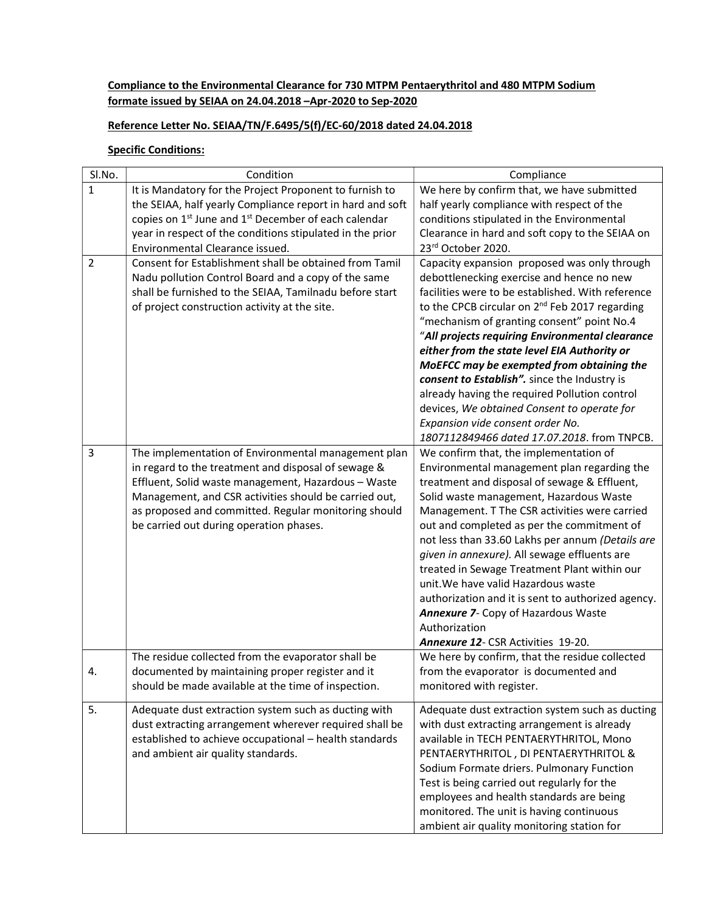**Compliance to the Environmental Clearance for 730 MTPM Pentaerythritol and 480 MTPM Sodium formate issued by SEIAA on 24.04.2018 –Apr-2020 to Sep-2020**

**Reference Letter No. SEIAA/TN/F.6495/5(f)/EC-60/2018 dated 24.04.2018**

**Specific Conditions:**

| Sl.No. | Condition | Compliance |
|---|---|---|
| 1 | It is Mandatory for the Project Proponent to furnish to the SEIAA, half yearly Compliance report in hard and soft copies on 1st June and 1st December of each calendar year in respect of the conditions stipulated in the prior Environmental Clearance issued. | We here by confirm that, we have submitted half yearly compliance with respect of the conditions stipulated in the Environmental Clearance in hard and soft copy to the SEIAA on 23rd October 2020. |
| 2 | Consent for Establishment shall be obtained from Tamil Nadu pollution Control Board and a copy of the same shall be furnished to the SEIAA, Tamilnadu before start of project construction activity at the site. | Capacity expansion proposed was only through debottlenecking exercise and hence no new facilities were to be established. With reference to the CPCB circular on 2nd Feb 2017 regarding "mechanism of granting consent" point No.4 "***All projects requiring Environmental clearance either from the state level EIA Authority or MoEFCC may be exempted from obtaining the consent to Establish".*** since the Industry is already having the required Pollution control devices, *We obtained Consent to operate for Expansion vide consent order No. 1807112849466 dated 17.07.2018*. from TNPCB. |
| 3 | The implementation of Environmental management plan in regard to the treatment and disposal of sewage & Effluent, Solid waste management, Hazardous – Waste Management, and CSR activities should be carried out, as proposed and committed. Regular monitoring should be carried out during operation phases. | We confirm that, the implementation of Environmental management plan regarding the treatment and disposal of sewage & Effluent, Solid waste management, Hazardous Waste Management. T The CSR activities were carried out and completed as per the commitment of not less than 33.60 Lakhs per annum *(Details are given in annexure).* All sewage effluents are treated in Sewage Treatment Plant within our unit.We have valid Hazardous waste authorization and it is sent to authorized agency.<br>***Annexure 7***- Copy of Hazardous Waste Authorization<br>***Annexure 12***- CSR Activities 19-20. |
| 4. | The residue collected from the evaporator shall be documented by maintaining proper register and it should be made available at the time of inspection. | We here by confirm, that the residue collected from the evaporator is documented and monitored with register. |
| 5. | Adequate dust extraction system such as ducting with dust extracting arrangement wherever required shall be established to achieve occupational – health standards and ambient air quality standards. | Adequate dust extraction system such as ducting with dust extracting arrangement is already available in TECH PENTAERYTHRITOL, Mono PENTAERYTHRITOL , DI PENTAERYTHRITOL & Sodium Formate driers. Pulmonary Function Test is being carried out regularly for the employees and health standards are being monitored. The unit is having continuous ambient air quality monitoring station for |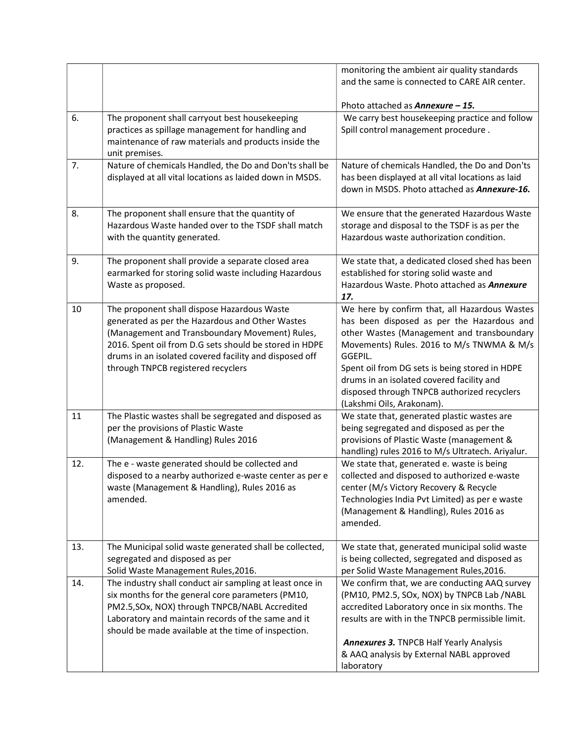| | | |
|---|---|---|
| | | monitoring the ambient air quality standards and the same is connected to CARE AIR center.<br><br>Photo attached as ***Annexure – 15.*** |
| 6. | The proponent shall carryout best housekeeping practices as spillage management for handling and maintenance of raw materials and products inside the unit premises. | We carry best housekeeping practice and follow Spill control management procedure . |
| 7. | Nature of chemicals Handled, the Do and Don'ts shall be displayed at all vital locations as laided down in MSDS. | Nature of chemicals Handled, the Do and Don'ts has been displayed at all vital locations as laid down in MSDS. Photo attached as ***Annexure-16.*** |
| 8. | The proponent shall ensure that the quantity of Hazardous Waste handed over to the TSDF shall match with the quantity generated. | We ensure that the generated Hazardous Waste storage and disposal to the TSDF is as per the Hazardous waste authorization condition. |
| 9. | The proponent shall provide a separate closed area earmarked for storing solid waste including Hazardous Waste as proposed. | We state that, a dedicated closed shed has been established for storing solid waste and Hazardous Waste. Photo attached as ***Annexure 17.*** |
| 10 | The proponent shall dispose Hazardous Waste generated as per the Hazardous and Other Wastes (Management and Transboundary Movement) Rules, 2016. Spent oil from D.G sets should be stored in HDPE drums in an isolated covered facility and disposed off through TNPCB registered recyclers | We here by confirm that, all Hazardous Wastes has been disposed as per the Hazardous and other Wastes (Management and transboundary Movements) Rules. 2016 to M/s TNWMA & M/s GGEPIL.<br>Spent oil from DG sets is being stored in HDPE drums in an isolated covered facility and disposed through TNPCB authorized recyclers (Lakshmi Oils, Arakonam). |
| 11 | The Plastic wastes shall be segregated and disposed as per the provisions of Plastic Waste (Management & Handling) Rules 2016 | We state that, generated plastic wastes are being segregated and disposed as per the provisions of Plastic Waste (management & handling) rules 2016 to M/s Ultratech. Ariyalur. |
| 12. | The e - waste generated should be collected and disposed to a nearby authorized e-waste center as per e waste (Management & Handling), Rules 2016 as amended. | We state that, generated e. waste is being collected and disposed to authorized e-waste center (M/s Victory Recovery & Recycle Technologies India Pvt Limited) as per e waste (Management & Handling), Rules 2016 as amended. |
| 13. | The Municipal solid waste generated shall be collected, segregated and disposed as per Solid Waste Management Rules,2016. | We state that, generated municipal solid waste is being collected, segregated and disposed as per Solid Waste Management Rules,2016. |
| 14. | The industry shall conduct air sampling at least once in six months for the general core parameters (PM10, PM2.5,SOx, NOX) through TNPCB/NABL Accredited Laboratory and maintain records of the same and it should be made available at the time of inspection. | We confirm that, we are conducting AAQ survey (PM10, PM2.5, SOx, NOX) by TNPCB Lab /NABL accredited Laboratory once in six months. The results are with in the TNPCB permissible limit.<br><br>***Annexures 3.*** TNPCB Half Yearly Analysis & AAQ analysis by External NABL approved laboratory |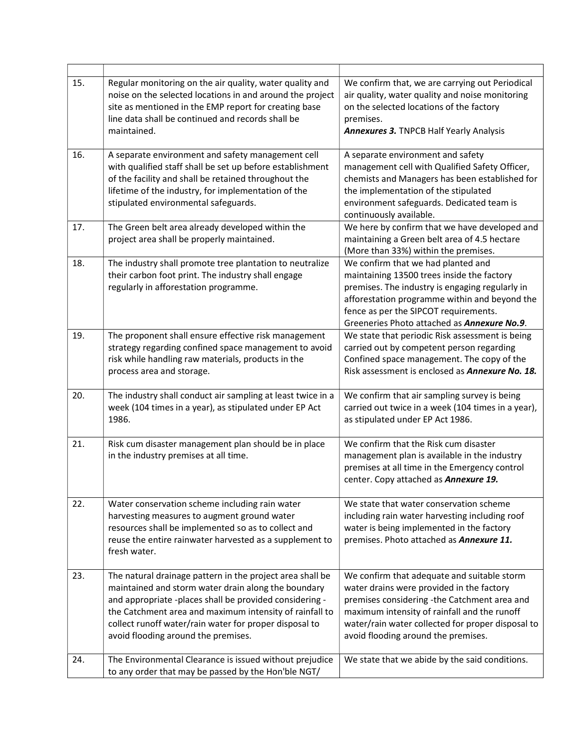| | | |
|---|---|---|
| 15. | Regular monitoring on the air quality, water quality and noise on the selected locations in and around the project site as mentioned in the EMP report for creating base line data shall be continued and records shall be maintained. | We confirm that, we are carrying out Periodical air quality, water quality and noise monitoring on the selected locations of the factory premises. ***Annexures 3.*** TNPCB Half Yearly Analysis |
| 16. | A separate environment and safety management cell with qualified staff shall be set up before establishment of the facility and shall be retained throughout the lifetime of the industry, for implementation of the stipulated environmental safeguards. | A separate environment and safety management cell with Qualified Safety Officer, chemists and Managers has been established for the implementation of the stipulated environment safeguards. Dedicated team is continuously available. |
| 17. | The Green belt area already developed within the project area shall be properly maintained. | We here by confirm that we have developed and maintaining a Green belt area of 4.5 hectare (More than 33%) within the premises. |
| 18. | The industry shall promote tree plantation to neutralize their carbon foot print. The industry shall engage regularly in afforestation programme. | We confirm that we had planted and maintaining 13500 trees inside the factory premises. The industry is engaging regularly in afforestation programme within and beyond the fence as per the SIPCOT requirements. Greeneries Photo attached as ***Annexure No.9***. |
| 19. | The proponent shall ensure effective risk management strategy regarding confined space management to avoid risk while handling raw materials, products in the process area and storage. | We state that periodic Risk assessment is being carried out by competent person regarding Confined space management. The copy of the Risk assessment is enclosed as ***Annexure No. 18.*** |
| 20. | The industry shall conduct air sampling at least twice in a week (104 times in a year), as stipulated under EP Act 1986. | We confirm that air sampling survey is being carried out twice in a week (104 times in a year), as stipulated under EP Act 1986. |
| 21. | Risk cum disaster management plan should be in place in the industry premises at all time. | We confirm that the Risk cum disaster management plan is available in the industry premises at all time in the Emergency control center. Copy attached as ***Annexure 19.*** |
| 22. | Water conservation scheme including rain water harvesting measures to augment ground water resources shall be implemented so as to collect and reuse the entire rainwater harvested as a supplement to fresh water. | We state that water conservation scheme including rain water harvesting including roof water is being implemented in the factory premises. Photo attached as ***Annexure 11.*** |
| 23. | The natural drainage pattern in the project area shall be maintained and storm water drain along the boundary and appropriate -places shall be provided considering -the Catchment area and maximum intensity of rainfall to collect runoff water/rain water for proper disposal to avoid flooding around the premises. | We confirm that adequate and suitable storm water drains were provided in the factory premises considering -the Catchment area and maximum intensity of rainfall and the runoff water/rain water collected for proper disposal to avoid flooding around the premises. |
| 24. | The Environmental Clearance is issued without prejudice to any order that may be passed by the Hon'ble NGT/ | We state that we abide by the said conditions. |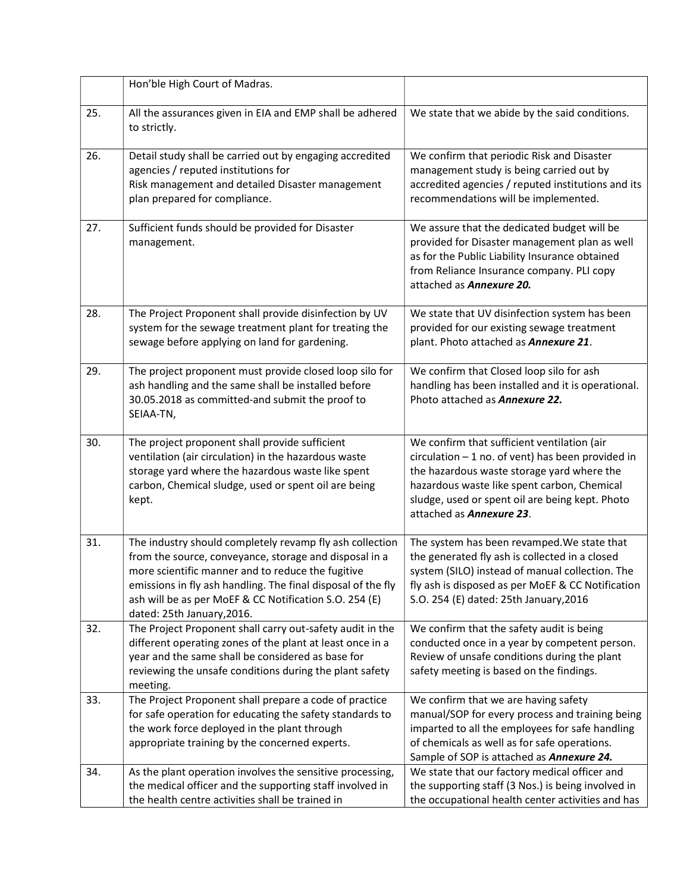| | | |
|---|---|---|
| | Hon'ble High Court of Madras. | |
| 25. | All the assurances given in EIA and EMP shall be adhered to strictly. | We state that we abide by the said conditions. |
| 26. | Detail study shall be carried out by engaging accredited agencies / reputed institutions for Risk management and detailed Disaster management plan prepared for compliance. | We confirm that periodic Risk and Disaster management study is being carried out by accredited agencies / reputed institutions and its recommendations will be implemented. |
| 27. | Sufficient funds should be provided for Disaster management. | We assure that the dedicated budget will be provided for Disaster management plan as well as for the Public Liability Insurance obtained from Reliance Insurance company. PLI copy attached as ***Annexure 20.*** |
| 28. | The Project Proponent shall provide disinfection by UV system for the sewage treatment plant for treating the sewage before applying on land for gardening. | We state that UV disinfection system has been provided for our existing sewage treatment plant. Photo attached as ***Annexure 21***. |
| 29. | The project proponent must provide closed loop silo for ash handling and the same shall be installed before 30.05.2018 as committed-and submit the proof to SEIAA-TN, | We confirm that Closed loop silo for ash handling has been installed and it is operational. Photo attached as ***Annexure 22.*** |
| 30. | The project proponent shall provide sufficient ventilation (air circulation) in the hazardous waste storage yard where the hazardous waste like spent carbon, Chemical sludge, used or spent oil are being kept. | We confirm that sufficient ventilation (air circulation – 1 no. of vent) has been provided in the hazardous waste storage yard where the hazardous waste like spent carbon, Chemical sludge, used or spent oil are being kept. Photo attached as ***Annexure 23***. |
| 31. | The industry should completely revamp fly ash collection from the source, conveyance, storage and disposal in a more scientific manner and to reduce the fugitive emissions in fly ash handling. The final disposal of the fly ash will be as per MoEF & CC Notification S.O. 254 (E) dated: 25th January,2016. | The system has been revamped.We state that the generated fly ash is collected in a closed system (SILO) instead of manual collection. The fly ash is disposed as per MoEF & CC Notification S.O. 254 (E) dated: 25th January,2016 |
| 32. | The Project Proponent shall carry out-safety audit in the different operating zones of the plant at least once in a year and the same shall be considered as base for reviewing the unsafe conditions during the plant safety meeting. | We confirm that the safety audit is being conducted once in a year by competent person. Review of unsafe conditions during the plant safety meeting is based on the findings. |
| 33. | The Project Proponent shall prepare a code of practice for safe operation for educating the safety standards to the work force deployed in the plant through appropriate training by the concerned experts. | We confirm that we are having safety manual/SOP for every process and training being imparted to all the employees for safe handling of chemicals as well as for safe operations. Sample of SOP is attached as ***Annexure 24.*** |
| 34. | As the plant operation involves the sensitive processing, the medical officer and the supporting staff involved in the health centre activities shall be trained in | We state that our factory medical officer and the supporting staff (3 Nos.) is being involved in the occupational health center activities and has |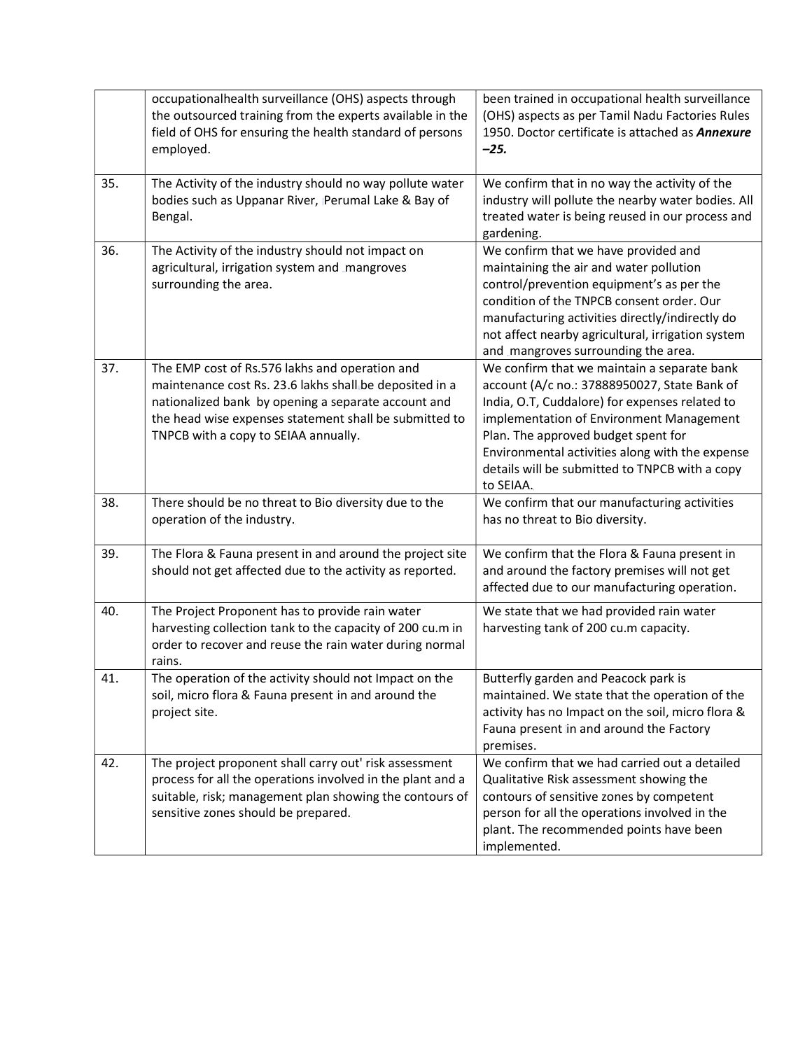| | | |
|---|---|---|
| | occupationalhealth surveillance (OHS) aspects through the outsourced training from the experts available in the field of OHS for ensuring the health standard of persons employed. | been trained in occupational health surveillance (OHS) aspects as per Tamil Nadu Factories Rules 1950. Doctor certificate is attached as ***Annexure –25.*** |
| 35. | The Activity of the industry should no way pollute water bodies such as Uppanar River, Perumal Lake & Bay of Bengal. | We confirm that in no way the activity of the industry will pollute the nearby water bodies. All treated water is being reused in our process and gardening. |
| 36. | The Activity of the industry should not impact on agricultural, irrigation system and mangroves surrounding the area. | We confirm that we have provided and maintaining the air and water pollution control/prevention equipment's as per the condition of the TNPCB consent order. Our manufacturing activities directly/indirectly do not affect nearby agricultural, irrigation system and mangroves surrounding the area. |
| 37. | The EMP cost of Rs.576 lakhs and operation and maintenance cost Rs. 23.6 lakhs shall be deposited in a nationalized bank by opening a separate account and the head wise expenses statement shall be submitted to TNPCB with a copy to SEIAA annually. | We confirm that we maintain a separate bank account (A/c no.: 37888950027, State Bank of India, O.T, Cuddalore) for expenses related to implementation of Environment Management Plan. The approved budget spent for Environmental activities along with the expense details will be submitted to TNPCB with a copy to SEIAA. |
| 38. | There should be no threat to Bio diversity due to the operation of the industry. | We confirm that our manufacturing activities has no threat to Bio diversity. |
| 39. | The Flora & Fauna present in and around the project site should not get affected due to the activity as reported. | We confirm that the Flora & Fauna present in and around the factory premises will not get affected due to our manufacturing operation. |
| 40. | The Project Proponent has to provide rain water harvesting collection tank to the capacity of 200 cu.m in order to recover and reuse the rain water during normal rains. | We state that we had provided rain water harvesting tank of 200 cu.m capacity. |
| 41. | The operation of the activity should not Impact on the soil, micro flora & Fauna present in and around the project site. | Butterfly garden and Peacock park is maintained. We state that the operation of the activity has no Impact on the soil, micro flora & Fauna present in and around the Factory premises. |
| 42. | The project proponent shall carry out' risk assessment process for all the operations involved in the plant and a suitable, risk; management plan showing the contours of sensitive zones should be prepared. | We confirm that we had carried out a detailed Qualitative Risk assessment showing the contours of sensitive zones by competent person for all the operations involved in the plant. The recommended points have been implemented. |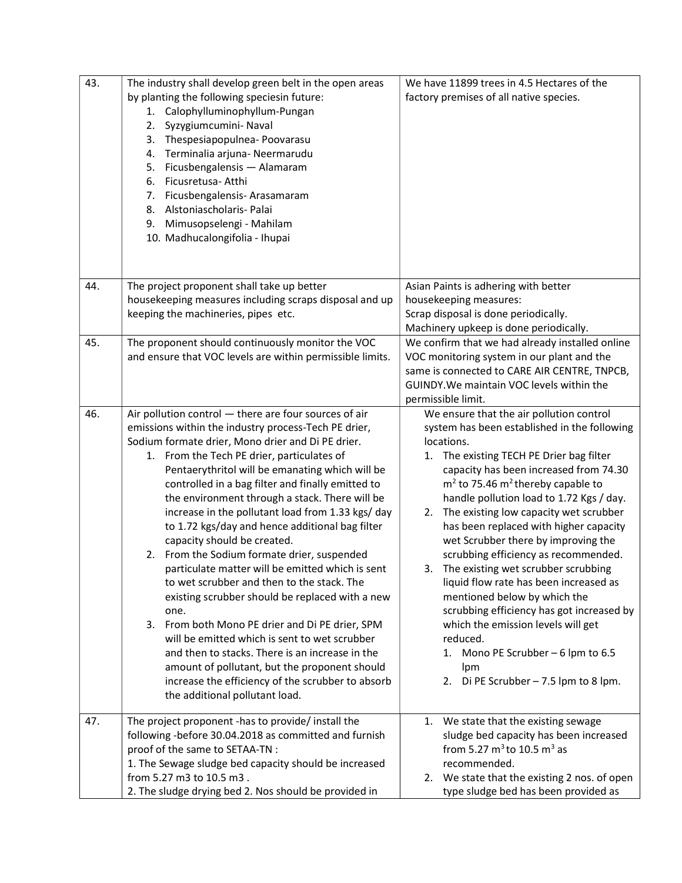| | | |
|---|---|---|
| 43. | The industry shall develop green belt in the open areas by planting the following speciesin future:<br>1. Calophylluminophyllum-Pungan<br>2. Syzygiumcumini- Naval<br>3. Thespesiapopulnea- Poovarasu<br>4. Terminalia arjuna- Neermarudu<br>5. Ficusbengalensis — Alamaram<br>6. Ficusretusa- Atthi<br>7. Ficusbengalensis- Arasamaram<br>8. Alstoniascholaris- Palai<br>9. Mimusopselengi - Mahilam<br>10. Madhucalongifolia - Ihupai | We have 11899 trees in 4.5 Hectares of the factory premises of all native species. |
| 44. | The project proponent shall take up better housekeeping measures including scraps disposal and up keeping the machineries, pipes etc. | Asian Paints is adhering with better housekeeping measures:<br>Scrap disposal is done periodically.<br>Machinery upkeep is done periodically. |
| 45. | The proponent should continuously monitor the VOC and ensure that VOC levels are within permissible limits. | We confirm that we had already installed online VOC monitoring system in our plant and the same is connected to CARE AIR CENTRE, TNPCB, GUINDY.We maintain VOC levels within the permissible limit. |
| 46. | Air pollution control — there are four sources of air emissions within the industry process-Tech PE drier, Sodium formate drier, Mono drier and Di PE drier.<br>1. From the Tech PE drier, particulates of Pentaerythritol will be emanating which will be controlled in a bag filter and finally emitted to the environment through a stack. There will be increase in the pollutant load from 1.33 kgs/ day to 1.72 kgs/day and hence additional bag filter capacity should be created.<br>2. From the Sodium formate drier, suspended particulate matter will be emitted which is sent to wet scrubber and then to the stack. The existing scrubber should be replaced with a new one.<br>3. From both Mono PE drier and Di PE drier, SPM will be emitted which is sent to wet scrubber and then to stacks. There is an increase in the amount of pollutant, but the proponent should increase the efficiency of the scrubber to absorb the additional pollutant load. | We ensure that the air pollution control system has been established in the following locations.<br>1. The existing TECH PE Drier bag filter capacity has been increased from 74.30 $m^2$ to 75.46 $m^2$ thereby capable to handle pollution load to 1.72 Kgs / day.<br>2. The existing low capacity wet scrubber has been replaced with higher capacity wet Scrubber there by improving the scrubbing efficiency as recommended.<br>3. The existing wet scrubber scrubbing liquid flow rate has been increased as mentioned below by which the scrubbing efficiency has got increased by which the emission levels will get reduced.<br>   1. Mono PE Scrubber – 6 lpm to 6.5 lpm<br>   2. Di PE Scrubber – 7.5 lpm to 8 lpm. |
| 47. | The project proponent -has to provide/ install the following -before 30.04.2018 as committed and furnish proof of the same to SETAA-TN :<br>1. The Sewage sludge bed capacity should be increased from 5.27 m3 to 10.5 m3 .<br>2. The sludge drying bed 2. Nos should be provided in | 1. We state that the existing sewage sludge bed capacity has been increased from 5.27 $m^3$ to 10.5 $m^3$ as recommended.<br>2. We state that the existing 2 nos. of open type sludge bed has been provided as |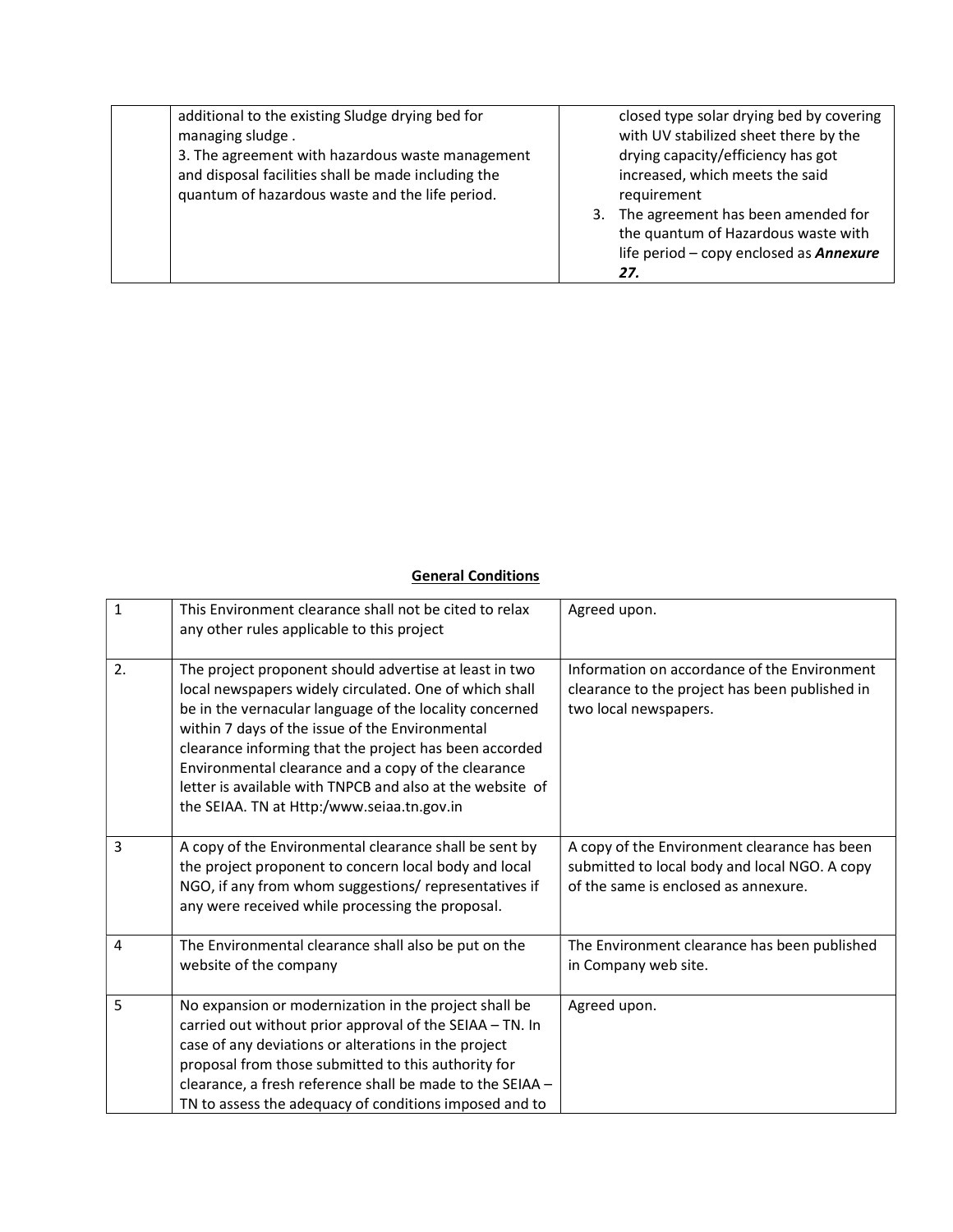| | | |
|---|---|---|
| | additional to the existing Sludge drying bed for managing sludge .<br>3. The agreement with hazardous waste management and disposal facilities shall be made including the quantum of hazardous waste and the life period. | closed type solar drying bed by covering with UV stabilized sheet there by the drying capacity/efficiency has got increased, which meets the said requirement<br>3. The agreement has been amended for the quantum of Hazardous waste with life period – copy enclosed as ***Annexure 27.*** |

**General Conditions**

| | | |
|---|---|---|
| 1 | This Environment clearance shall not be cited to relax any other rules applicable to this project | Agreed upon. |
| 2. | The project proponent should advertise at least in two local newspapers widely circulated. One of which shall be in the vernacular language of the locality concerned within 7 days of the issue of the Environmental clearance informing that the project has been accorded Environmental clearance and a copy of the clearance letter is available with TNPCB and also at the website of the SEIAA. TN at Http:/www.seiaa.tn.gov.in | Information on accordance of the Environment clearance to the project has been published in two local newspapers. |
| 3 | A copy of the Environmental clearance shall be sent by the project proponent to concern local body and local NGO, if any from whom suggestions/ representatives if any were received while processing the proposal. | A copy of the Environment clearance has been submitted to local body and local NGO. A copy of the same is enclosed as annexure. |
| 4 | The Environmental clearance shall also be put on the website of the company | The Environment clearance has been published in Company web site. |
| 5 | No expansion or modernization in the project shall be carried out without prior approval of the SEIAA – TN. In case of any deviations or alterations in the project proposal from those submitted to this authority for clearance, a fresh reference shall be made to the SEIAA – TN to assess the adequacy of conditions imposed and to | Agreed upon. |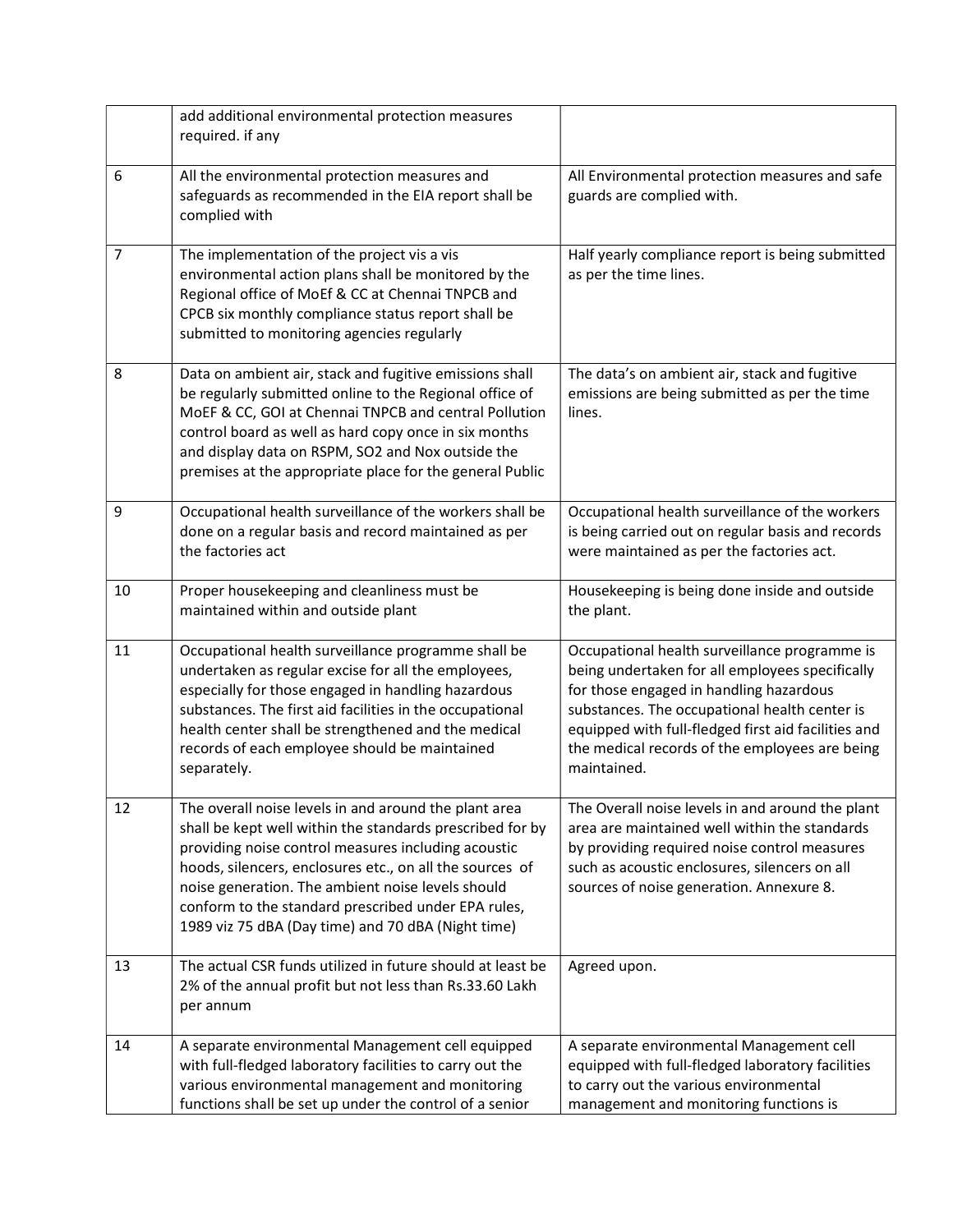|  |  |  |
|---|---|---|
|  | add additional environmental protection measures required. if any |  |
| 6 | All the environmental protection measures and safeguards as recommended in the EIA report shall be complied with | All Environmental protection measures and safe guards are complied with. |
| 7 | The implementation of the project vis a vis environmental action plans shall be monitored by the Regional office of MoEf & CC at Chennai TNPCB and CPCB six monthly compliance status report shall be submitted to monitoring agencies regularly | Half yearly compliance report is being submitted as per the time lines. |
| 8 | Data on ambient air, stack and fugitive emissions shall be regularly submitted online to the Regional office of MoEF & CC, GOI at Chennai TNPCB and central Pollution control board as well as hard copy once in six months and display data on RSPM, SO2 and Nox outside the premises at the appropriate place for the general Public | The data's on ambient air, stack and fugitive emissions are being submitted as per the time lines. |
| 9 | Occupational health surveillance of the workers shall be done on a regular basis and record maintained as per the factories act | Occupational health surveillance of the workers is being carried out on regular basis and records were maintained as per the factories act. |
| 10 | Proper housekeeping and cleanliness must be maintained within and outside plant | Housekeeping is being done inside and outside the plant. |
| 11 | Occupational health surveillance programme shall be undertaken as regular excise for all the employees, especially for those engaged in handling hazardous substances. The first aid facilities in the occupational health center shall be strengthened and the medical records of each employee should be maintained separately. | Occupational health surveillance programme is being undertaken for all employees specifically for those engaged in handling hazardous substances. The occupational health center is equipped with full-fledged first aid facilities and the medical records of the employees are being maintained. |
| 12 | The overall noise levels in and around the plant area shall be kept well within the standards prescribed for by providing noise control measures including acoustic hoods, silencers, enclosures etc., on all the sources of noise generation. The ambient noise levels should conform to the standard prescribed under EPA rules, 1989 viz 75 dBA (Day time) and 70 dBA (Night time) | The Overall noise levels in and around the plant area are maintained well within the standards by providing required noise control measures such as acoustic enclosures, silencers on all sources of noise generation. Annexure 8. |
| 13 | The actual CSR funds utilized in future should at least be 2% of the annual profit but not less than Rs.33.60 Lakh per annum | Agreed upon. |
| 14 | A separate environmental Management cell equipped with full-fledged laboratory facilities to carry out the various environmental management and monitoring functions shall be set up under the control of a senior | A separate environmental Management cell equipped with full-fledged laboratory facilities to carry out the various environmental management and monitoring functions is |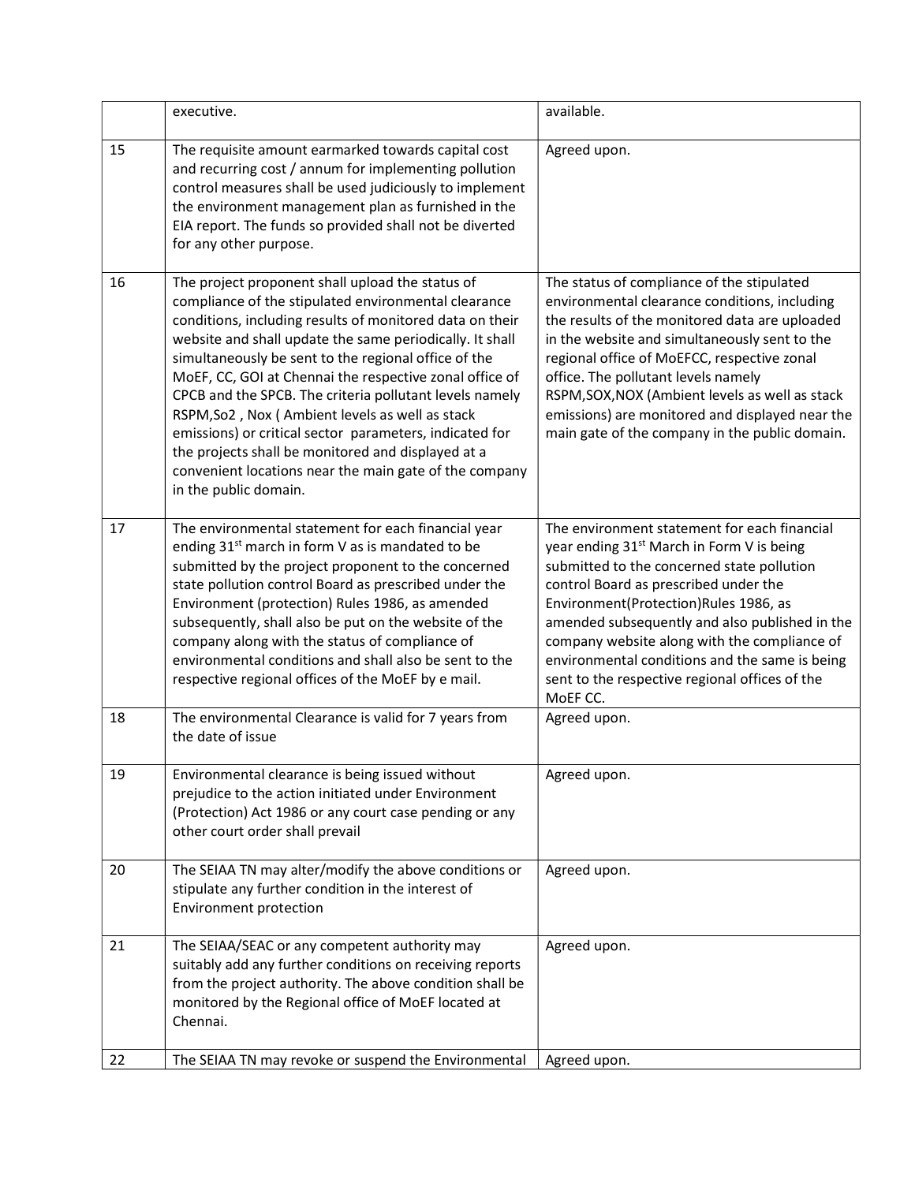|  | executive. | available. |
|---|---|---|
| 15 | The requisite amount earmarked towards capital cost and recurring cost / annum for implementing pollution control measures shall be used judiciously to implement the environment management plan as furnished in the EIA report. The funds so provided shall not be diverted for any other purpose. | Agreed upon. |
| 16 | The project proponent shall upload the status of compliance of the stipulated environmental clearance conditions, including results of monitored data on their website and shall update the same periodically. It shall simultaneously be sent to the regional office of the MoEF, CC, GOI at Chennai the respective zonal office of CPCB and the SPCB. The criteria pollutant levels namely RSPM, $So_2$ , Nox ( Ambient levels as well as stack emissions) or critical sector parameters, indicated for the projects shall be monitored and displayed at a convenient locations near the main gate of the company in the public domain. | The status of compliance of the stipulated environmental clearance conditions, including the results of the monitored data are uploaded in the website and simultaneously sent to the regional office of MoEFCC, respective zonal office. The pollutant levels namely RSPM,SOX,NOX (Ambient levels as well as stack emissions) are monitored and displayed near the main gate of the company in the public domain. |
| 17 | The environmental statement for each financial year ending 31st march in form V as is mandated to be submitted by the project proponent to the concerned state pollution control Board as prescribed under the Environment (protection) Rules 1986, as amended subsequently, shall also be put on the website of the company along with the status of compliance of environmental conditions and shall also be sent to the respective regional offices of the MoEF by e mail. | The environment statement for each financial year ending 31st March in Form V is being submitted to the concerned state pollution control Board as prescribed under the Environment(Protection)Rules 1986, as amended subsequently and also published in the company website along with the compliance of environmental conditions and the same is being sent to the respective regional offices of the MoEF CC. |
| 18 | The environmental Clearance is valid for 7 years from the date of issue | Agreed upon. |
| 19 | Environmental clearance is being issued without prejudice to the action initiated under Environment (Protection) Act 1986 or any court case pending or any other court order shall prevail | Agreed upon. |
| 20 | The SEIAA TN may alter/modify the above conditions or stipulate any further condition in the interest of Environment protection | Agreed upon. |
| 21 | The SEIAA/SEAC or any competent authority may suitably add any further conditions on receiving reports from the project authority. The above condition shall be monitored by the Regional office of MoEF located at Chennai. | Agreed upon. |
| 22 | The SEIAA TN may revoke or suspend the Environmental | Agreed upon. |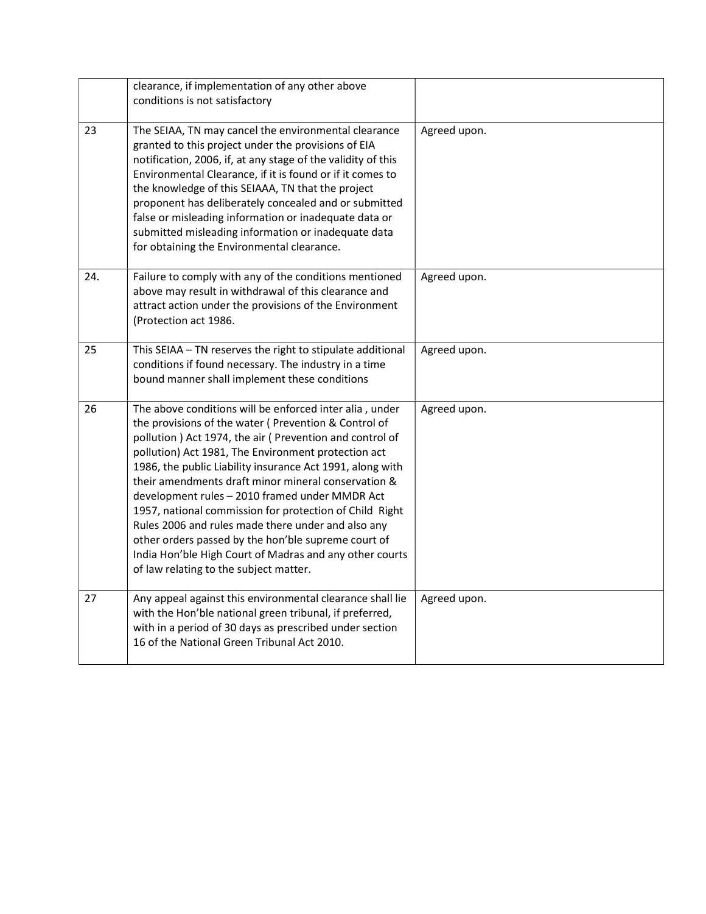| | | |
|---|---|---|
| | clearance, if implementation of any other above conditions is not satisfactory | |
| 23 | The SEIAA, TN may cancel the environmental clearance granted to this project under the provisions of EIA notification, 2006, if, at any stage of the validity of this Environmental Clearance, if it is found or if it comes to the knowledge of this SEIAAA, TN that the project proponent has deliberately concealed and or submitted false or misleading information or inadequate data or submitted misleading information or inadequate data for obtaining the Environmental clearance. | Agreed upon. |
| 24. | Failure to comply with any of the conditions mentioned above may result in withdrawal of this clearance and attract action under the provisions of the Environment (Protection act 1986. | Agreed upon. |
| 25 | This SEIAA – TN reserves the right to stipulate additional conditions if found necessary. The industry in a time bound manner shall implement these conditions | Agreed upon. |
| 26 | The above conditions will be enforced inter alia , under the provisions of the water ( Prevention & Control of pollution ) Act 1974, the air ( Prevention and control of pollution) Act 1981, The Environment protection act 1986, the public Liability insurance Act 1991, along with their amendments draft minor mineral conservation & development rules – 2010 framed under MMDR Act 1957, national commission for protection of Child Right Rules 2006 and rules made there under and also any other orders passed by the hon'ble supreme court of India Hon'ble High Court of Madras and any other courts of law relating to the subject matter. | Agreed upon. |
| 27 | Any appeal against this environmental clearance shall lie with the Hon'ble national green tribunal, if preferred, with in a period of 30 days as prescribed under section 16 of the National Green Tribunal Act 2010. | Agreed upon. |